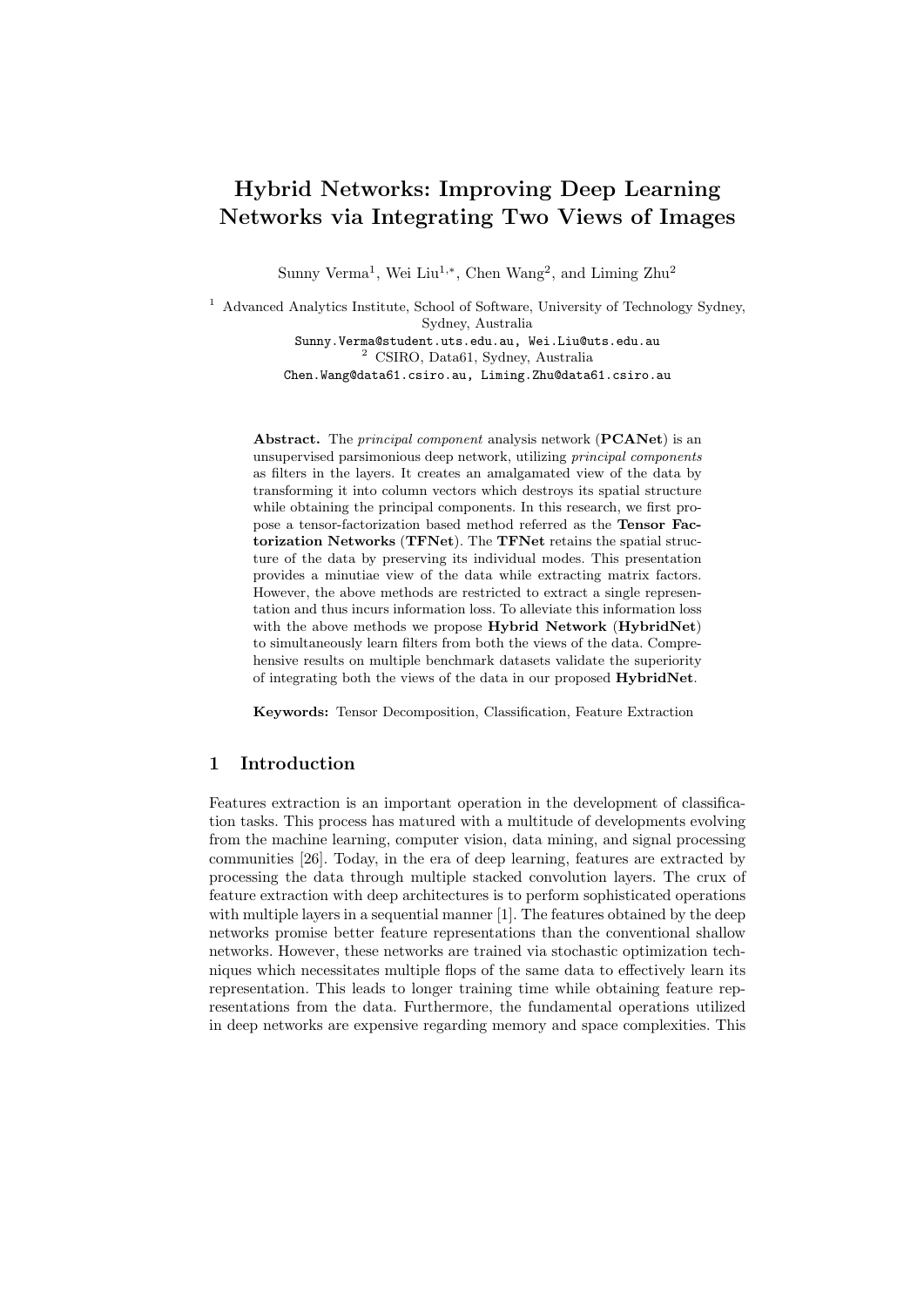# Hybrid Networks: Improving Deep Learning Networks via Integrating Two Views of Images

Sunny Verma[1], Wei Liu[1,*], Chen Wang[2], and Liming Zhu[2]

[1] Advanced Analytics Institute, School of Software, University of Technology Sydney, Sydney, Australia
Sunny.Verma@student.uts.edu.au, Wei.Liu@uts.edu.au
[2] CSIRO, Data61, Sydney, Australia
Chen.Wang@data61.csiro.au, Liming.Zhu@data61.csiro.au

**Abstract.** The *principal component* analysis network (**PCANet**) is an unsupervised parsimonious deep network, utilizing *principal components* as filters in the layers. It creates an amalgamated view of the data by transforming it into column vectors which destroys its spatial structure while obtaining the principal components. In this research, we first propose a tensor-factorization based method referred as the **Tensor Factorization Networks** (**TFNet**). The **TFNet** retains the spatial structure of the data by preserving its individual modes. This presentation provides a minutiae view of the data while extracting matrix factors. However, the above methods are restricted to extract a single representation and thus incurs information loss. To alleviate this information loss with the above methods we propose **Hybrid Network** (**HybridNet**) to simultaneously learn filters from both the views of the data. Comprehensive results on multiple benchmark datasets validate the superiority of integrating both the views of the data in our proposed **HybridNet**.

**Keywords:** Tensor Decomposition, Classification, Feature Extraction

## 1 Introduction

Features extraction is an important operation in the development of classification tasks. This process has matured with a multitude of developments evolving from the machine learning, computer vision, data mining, and signal processing communities [26]. Today, in the era of deep learning, features are extracted by processing the data through multiple stacked convolution layers. The crux of feature extraction with deep architectures is to perform sophisticated operations with multiple layers in a sequential manner [1]. The features obtained by the deep networks promise better feature representations than the conventional shallow networks. However, these networks are trained via stochastic optimization techniques which necessitates multiple flops of the same data to effectively learn its representation. This leads to longer training time while obtaining feature representations from the data. Furthermore, the fundamental operations utilized in deep networks are expensive regarding memory and space complexities. This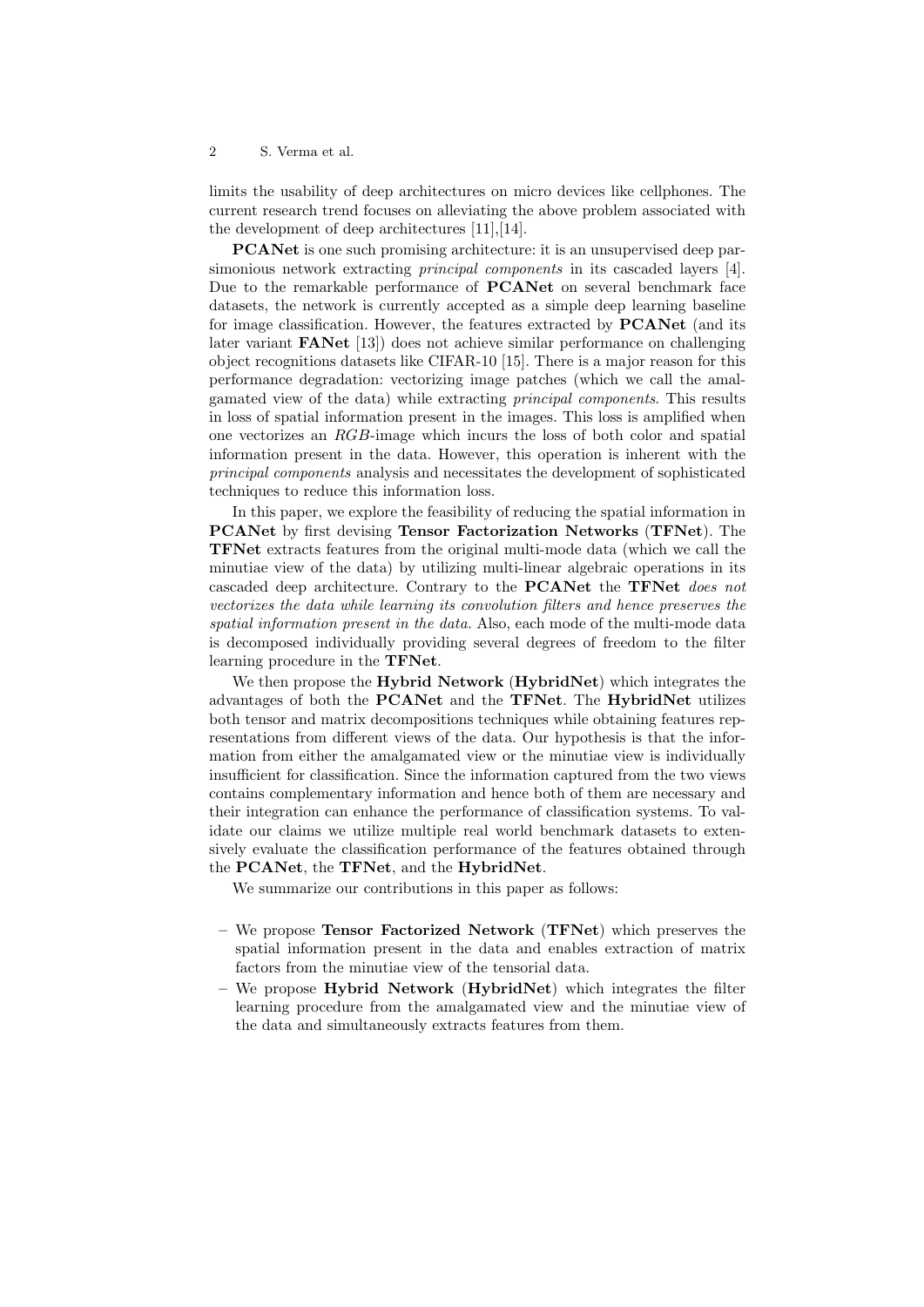limits the usability of deep architectures on micro devices like cellphones. The current research trend focuses on alleviating the above problem associated with the development of deep architectures [11],[14].

**PCANet** is one such promising architecture: it is an unsupervised deep parsimonious network extracting *principal components* in its cascaded layers [4]. Due to the remarkable performance of **PCANet** on several benchmark face datasets, the network is currently accepted as a simple deep learning baseline for image classification. However, the features extracted by **PCANet** (and its later variant **FANet** [13]) does not achieve similar performance on challenging object recognitions datasets like CIFAR-10 [15]. There is a major reason for this performance degradation: vectorizing image patches (which we call the amalgamated view of the data) while extracting *principal components*. This results in loss of spatial information present in the images. This loss is amplified when one vectorizes an *RGB*-image which incurs the loss of both color and spatial information present in the data. However, this operation is inherent with the *principal components* analysis and necessitates the development of sophisticated techniques to reduce this information loss.

In this paper, we explore the feasibility of reducing the spatial information in **PCANet** by first devising **Tensor Factorization Networks** (**TFNet**). The **TFNet** extracts features from the original multi-mode data (which we call the minutiae view of the data) by utilizing multi-linear algebraic operations in its cascaded deep architecture. Contrary to the **PCANet** the **TFNet** *does not vectorizes the data while learning its convolution filters and hence preserves the spatial information present in the data.* Also, each mode of the multi-mode data is decomposed individually providing several degrees of freedom to the filter learning procedure in the **TFNet**.

We then propose the **Hybrid Network** (**HybridNet**) which integrates the advantages of both the **PCANet** and the **TFNet**. The **HybridNet** utilizes both tensor and matrix decompositions techniques while obtaining features representations from different views of the data. Our hypothesis is that the information from either the amalgamated view or the minutiae view is individually insufficient for classification. Since the information captured from the two views contains complementary information and hence both of them are necessary and their integration can enhance the performance of classification systems. To validate our claims we utilize multiple real world benchmark datasets to extensively evaluate the classification performance of the features obtained through the **PCANet**, the **TFNet**, and the **HybridNet**.

We summarize our contributions in this paper as follows:

- We propose **Tensor Factorized Network** (**TFNet**) which preserves the spatial information present in the data and enables extraction of matrix factors from the minutiae view of the tensorial data.
- We propose **Hybrid Network** (**HybridNet**) which integrates the filter learning procedure from the amalgamated view and the minutiae view of the data and simultaneously extracts features from them.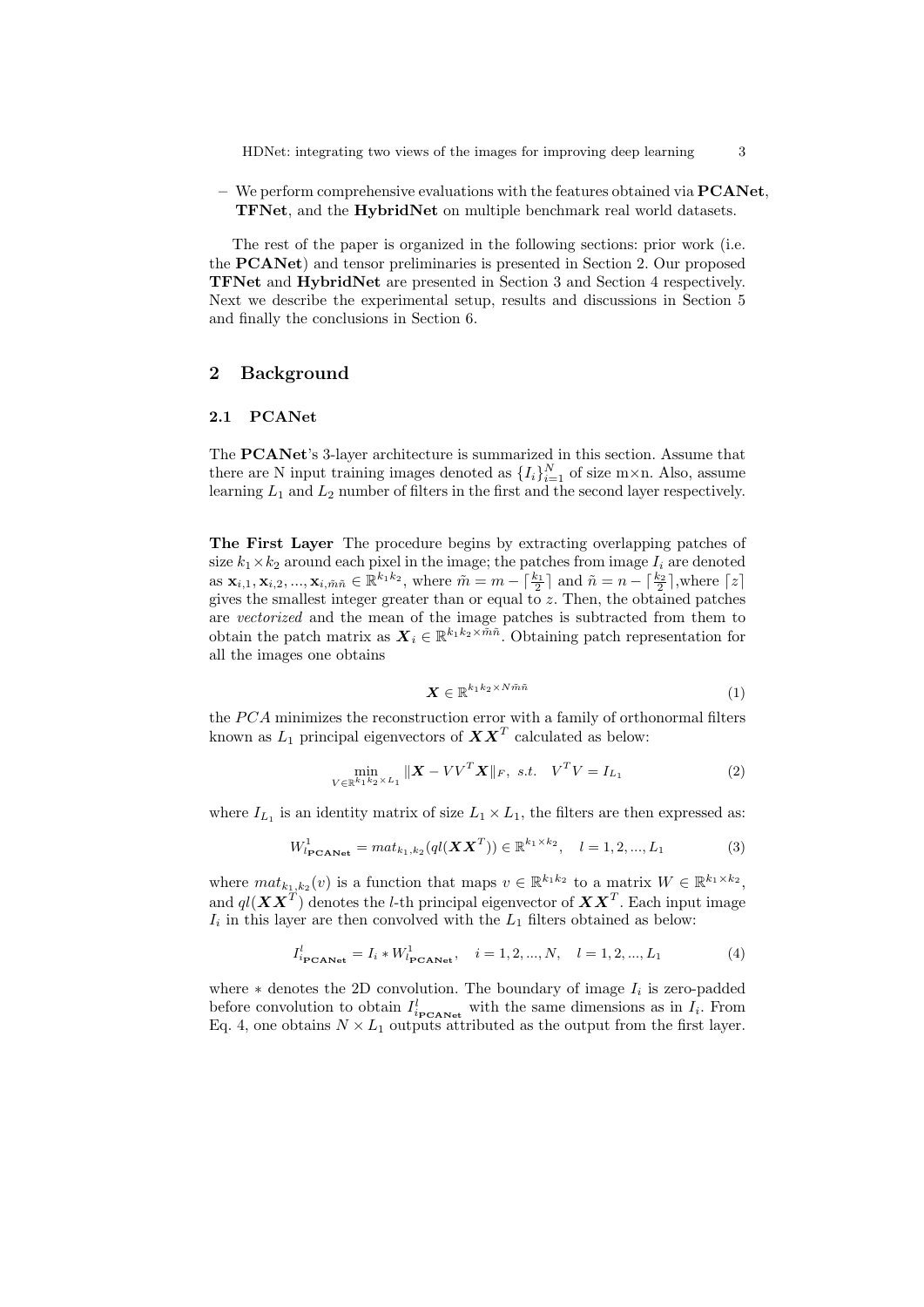– We perform comprehensive evaluations with the features obtained via **PCANet**, **TFNet**, and the **HybridNet** on multiple benchmark real world datasets.

The rest of the paper is organized in the following sections: prior work (i.e. the **PCANet**) and tensor preliminaries is presented in Section 2. Our proposed **TFNet** and **HybridNet** are presented in Section 3 and Section 4 respectively. Next we describe the experimental setup, results and discussions in Section 5 and finally the conclusions in Section 6.

## 2 Background

### 2.1 PCANet

The **PCANet**'s 3-layer architecture is summarized in this section. Assume that there are N input training images denoted as $\{I_i\}_{i=1}^N$ of size m×n. Also, assume learning $L_1$ and $L_2$ number of filters in the first and the second layer respectively.

**The First Layer** The procedure begins by extracting overlapping patches of size $k_1 \times k_2$ around each pixel in the image; the patches from image $I_i$ are denoted as $\mathbf{x}_{i,1}, \mathbf{x}_{i,2}, ..., \mathbf{x}_{i,\tilde{m}\tilde{n}} \in \mathbb{R}^{k_1 k_2}$, where $\tilde{m} = m - \lceil \frac{k_1}{2} \rceil$ and $\tilde{n} = n - \lceil \frac{k_2}{2} \rceil$,where $\lceil z \rceil$ gives the smallest integer greater than or equal to $z$. Then, the obtained patches are *vectorized* and the mean of the image patches is subtracted from them to obtain the patch matrix as $\boldsymbol{X}_i \in \mathbb{R}^{k_1 k_2 \times \tilde{m}\tilde{n}}$. Obtaining patch representation for all the images one obtains

$$\boldsymbol{X} \in \mathbb{R}^{k_1 k_2 \times N\tilde{m}\tilde{n}} \tag{1}$$

the $PCA$ minimizes the reconstruction error with a family of orthonormal filters known as $L_1$ principal eigenvectors of $\boldsymbol{X}\boldsymbol{X}^T$ calculated as below:

$$\min_{V \in \mathbb{R}^{k_1 k_2 \times L_1}} \|\boldsymbol{X} - VV^T\boldsymbol{X}\|_F, \;\; s.t. \quad V^T V = I_{L_1} \tag{2}$$

where $I_{L_1}$ is an identity matrix of size $L_1 \times L_1$, the filters are then expressed as:

$$W^1_{l_{\mathbf{PCANet}}} = mat_{k_1,k_2}(ql(\boldsymbol{X}\boldsymbol{X}^T)) \in \mathbb{R}^{k_1 \times k_2}, \quad l = 1, 2, ..., L_1 \tag{3}$$

where $mat_{k_1,k_2}(v)$ is a function that maps $v \in \mathbb{R}^{k_1 k_2}$ to a matrix $W \in \mathbb{R}^{k_1 \times k_2}$, and $ql(\boldsymbol{X}\boldsymbol{X}^T)$ denotes the $l$-th principal eigenvector of $\boldsymbol{X}\boldsymbol{X}^T$. Each input image $I_i$ in this layer are then convolved with the $L_1$ filters obtained as below:

$$I^l_{i_{\mathbf{PCANet}}} = I_i * W^1_{l_{\mathbf{PCANet}}}, \quad i = 1, 2, ..., N, \quad l = 1, 2, ..., L_1 \tag{4}$$

where $*$ denotes the 2D convolution. The boundary of image $I_i$ is zero-padded before convolution to obtain $I^l_{i_{\mathbf{PCANet}}}$ with the same dimensions as in $I_i$. From Eq. 4, one obtains $N \times L_1$ outputs attributed as the output from the first layer.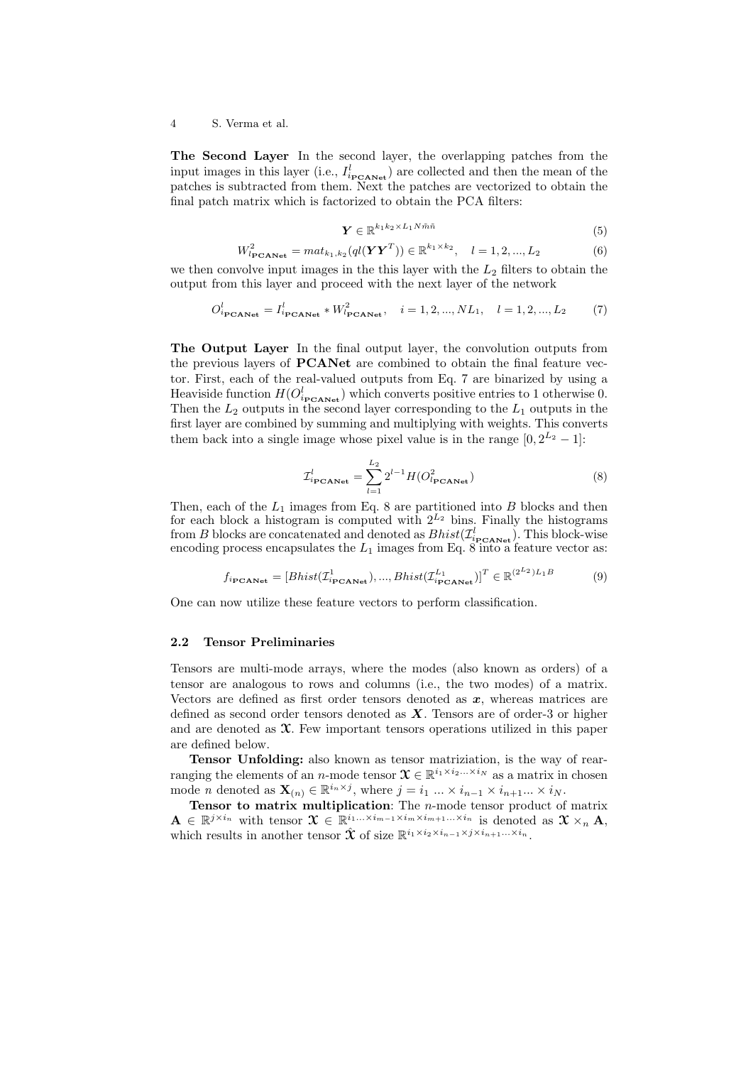**The Second Layer** In the second layer, the overlapping patches from the input images in this layer (i.e., $I^l_{i_{\mathbf{PCANet}}}$) are collected and then the mean of the patches is subtracted from them. Next the patches are vectorized to obtain the final patch matrix which is factorized to obtain the PCA filters:

$$\boldsymbol{Y} \in \mathbb{R}^{k_1 k_2 \times L_1 N \tilde{m} \tilde{n}} \tag{5}$$

$$W^2_{l_{\mathbf{PCANet}}} = mat_{k_1,k_2}(ql(\boldsymbol{Y}\boldsymbol{Y}^T)) \in \mathbb{R}^{k_1 \times k_2}, \quad l = 1, 2, ..., L_2 \tag{6}$$

we then convolve input images in the this layer with the $L_2$ filters to obtain the output from this layer and proceed with the next layer of the network

$$O^l_{i_{\mathbf{PCANet}}} = I^l_{i_{\mathbf{PCANet}}} * W^2_{l_{\mathbf{PCANet}}}, \quad i = 1, 2, ..., NL_1, \quad l = 1, 2, ..., L_2 \tag{7}$$

**The Output Layer** In the final output layer, the convolution outputs from the previous layers of **PCANet** are combined to obtain the final feature vector. First, each of the real-valued outputs from Eq. 7 are binarized by using a Heaviside function $H(O^l_{i_{\mathbf{PCANet}}})$ which converts positive entries to 1 otherwise 0. Then the $L_2$ outputs in the second layer corresponding to the $L_1$ outputs in the first layer are combined by summing and multiplying with weights. This converts them back into a single image whose pixel value is in the range $[0, 2^{L_2} - 1]$:

$$\mathcal{I}^l_{i_{\mathbf{PCANet}}} = \sum_{l=1}^{L_2} 2^{l-1} H(O^2_{l_{\mathbf{PCANet}}}) \tag{8}$$

Then, each of the $L_1$ images from Eq. 8 are partitioned into $B$ blocks and then for each block a histogram is computed with $2^{L_2}$ bins. Finally the histograms from $B$ blocks are concatenated and denoted as $Bhist(\mathcal{I}^l_{i_{\mathbf{PCANet}}})$. This block-wise encoding process encapsulates the $L_1$ images from Eq. 8 into a feature vector as:

$$f_{i_{\mathbf{PCANet}}} = [Bhist(\mathcal{I}^1_{i_{\mathbf{PCANet}}}), ..., Bhist(\mathcal{I}^{L_1}_{i_{\mathbf{PCANet}}})]^T \in \mathbb{R}^{(2^{L_2})L_1 B} \tag{9}$$

One can now utilize these feature vectors to perform classification.

### 2.2 Tensor Preliminaries

Tensors are multi-mode arrays, where the modes (also known as orders) of a tensor are analogous to rows and columns (i.e., the two modes) of a matrix. Vectors are defined as first order tensors denoted as $\boldsymbol{x}$, whereas matrices are defined as second order tensors denoted as $\boldsymbol{X}$. Tensors are of order-3 or higher and are denoted as $\boldsymbol{\mathfrak{X}}$. Few important tensors operations utilized in this paper are defined below.

**Tensor Unfolding:** also known as tensor matriziation, is the way of rearranging the elements of an $n$-mode tensor $\boldsymbol{\mathfrak{X}} \in \mathbb{R}^{i_1 \times i_2 ... \times i_N}$ as a matrix in chosen mode $n$ denoted as $\mathbf{X}_{(n)} \in \mathbb{R}^{i_n \times j}$, where $j = i_1 \, ... \times i_{n-1} \times i_{n+1} ... \times i_N$.

**Tensor to matrix multiplication**: The $n$-mode tensor product of matrix $\mathbf{A} \in \mathbb{R}^{j \times i_n}$ with tensor $\boldsymbol{\mathfrak{X}} \in \mathbb{R}^{i_1 ... \times i_{m-1} \times i_m \times i_{m+1} ... \times i_n}$ is denoted as $\boldsymbol{\mathfrak{X}} \times_n \mathbf{A}$, which results in another tensor $\hat{\boldsymbol{\mathfrak{X}}}$ of size $\mathbb{R}^{i_1 \times i_2 \times i_{n-1} \times j \times i_{n+1} ... \times i_n}$.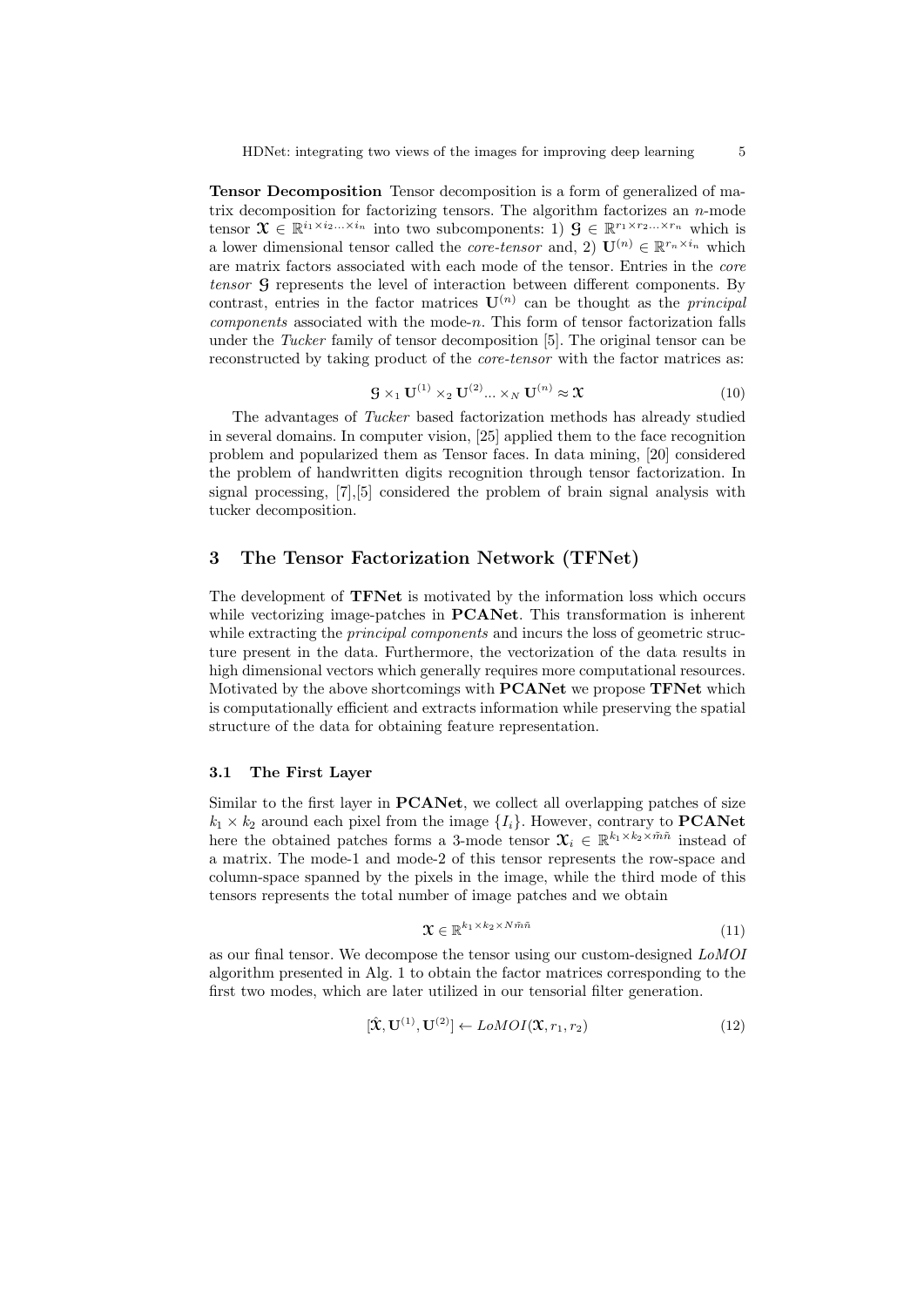**Tensor Decomposition** Tensor decomposition is a form of generalized of matrix decomposition for factorizing tensors. The algorithm factorizes an $n$-mode tensor $\mathfrak{X} \in \mathbb{R}^{i_1 \times i_2 \ldots \times i_n}$ into two subcomponents: 1) $\mathfrak{G} \in \mathbb{R}^{r_1 \times r_2 \ldots \times r_n}$ which is a lower dimensional tensor called the *core-tensor* and, 2) $\mathbf{U}^{(n)} \in \mathbb{R}^{r_n \times i_n}$ which are matrix factors associated with each mode of the tensor. Entries in the *core tensor* $\mathfrak{G}$ represents the level of interaction between different components. By contrast, entries in the factor matrices $\mathbf{U}^{(n)}$ can be thought as the *principal components* associated with the mode-$n$. This form of tensor factorization falls under the *Tucker* family of tensor decomposition [5]. The original tensor can be reconstructed by taking product of the *core-tensor* with the factor matrices as:

$$\mathfrak{G} \times_1 \mathbf{U}^{(1)} \times_2 \mathbf{U}^{(2)} \ldots \times_N \mathbf{U}^{(n)} \approx \mathfrak{X} \tag{10}$$

The advantages of *Tucker* based factorization methods has already studied in several domains. In computer vision, [25] applied them to the face recognition problem and popularized them as Tensor faces. In data mining, [20] considered the problem of handwritten digits recognition through tensor factorization. In signal processing, [7],[5] considered the problem of brain signal analysis with tucker decomposition.

## 3 The Tensor Factorization Network (TFNet)

The development of **TFNet** is motivated by the information loss which occurs while vectorizing image-patches in **PCANet**. This transformation is inherent while extracting the *principal components* and incurs the loss of geometric structure present in the data. Furthermore, the vectorization of the data results in high dimensional vectors which generally requires more computational resources. Motivated by the above shortcomings with **PCANet** we propose **TFNet** which is computationally efficient and extracts information while preserving the spatial structure of the data for obtaining feature representation.

### 3.1 The First Layer

Similar to the first layer in **PCANet**, we collect all overlapping patches of size $k_1 \times k_2$ around each pixel from the image $\{I_i\}$. However, contrary to **PCANet** here the obtained patches forms a 3-mode tensor $\mathfrak{X}_i \in \mathbb{R}^{k_1 \times k_2 \times \tilde{m}\tilde{n}}$ instead of a matrix. The mode-1 and mode-2 of this tensor represents the row-space and column-space spanned by the pixels in the image, while the third mode of this tensors represents the total number of image patches and we obtain

$$\mathfrak{X} \in \mathbb{R}^{k_1 \times k_2 \times N\tilde{m}\tilde{n}} \tag{11}$$

as our final tensor. We decompose the tensor using our custom-designed *LoMOI* algorithm presented in Alg. 1 to obtain the factor matrices corresponding to the first two modes, which are later utilized in our tensorial filter generation.

$$[\hat{\mathfrak{X}}, \mathbf{U}^{(1)}, \mathbf{U}^{(2)}] \leftarrow LoMOI(\mathfrak{X}, r_1, r_2) \tag{12}$$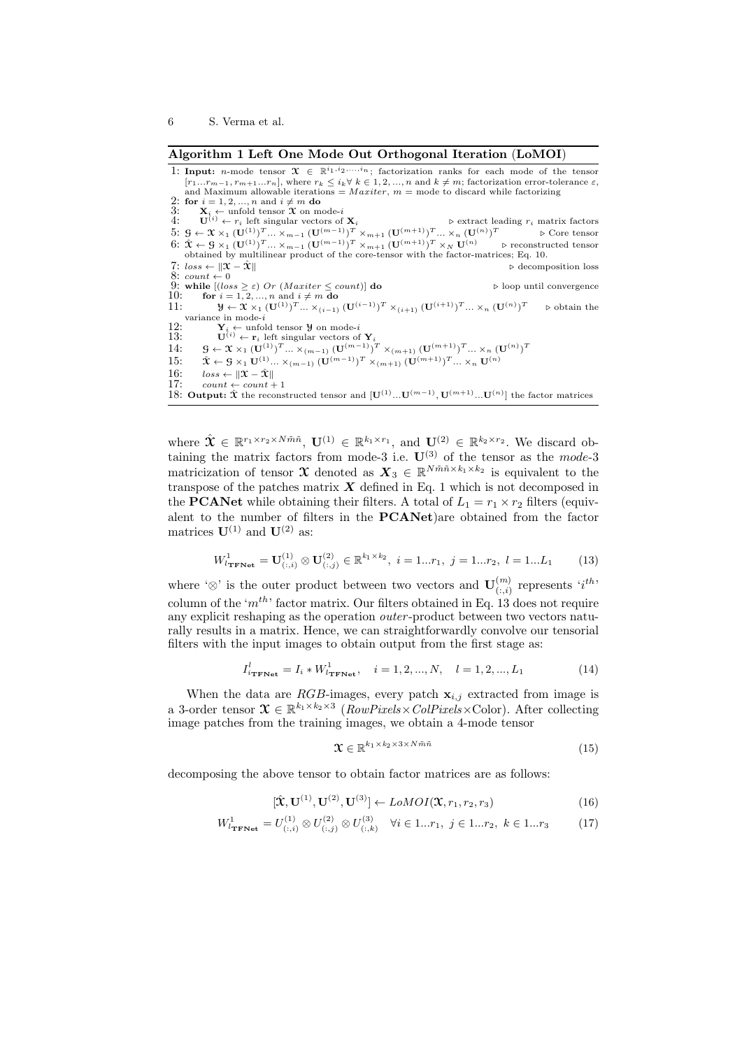**Algorithm 1 Left One Mode Out Orthogonal Iteration (LoMOI)**

1: **Input:** $n$-mode tensor $\mathfrak{X} \in \mathbb{R}^{i_1, i_2, \dots, i_n}$; factorization ranks for each mode of the tensor $[r_1 \dots r_{m-1}, r_{m+1} \dots r_n]$, where $r_k \leq i_k \forall\ k \in 1, 2, \dots, n$ and $k \neq m$; factorization error-tolerance $\varepsilon$, and Maximum allowable iterations $= Maxiter$, $m =$ mode to discard while factorizing
2: **for** $i = 1, 2, \dots, n$ and $i \neq m$ **do**
3: $\quad \mathbf{X}_i \leftarrow$ unfold tensor $\mathfrak{X}$ on mode-$i$
4: $\quad \mathbf{U}^{(i)} \leftarrow r_i$ left singular vectors of $\mathbf{X}_i$ $\qquad \triangleright$ extract leading $r_i$ matrix factors
5: $\mathcal{G} \leftarrow \mathfrak{X} \times_1 (\mathbf{U}^{(1)})^T \dots \times_{m-1} (\mathbf{U}^{(m-1)})^T \times_{m+1} (\mathbf{U}^{(m+1)})^T \dots \times_n (\mathbf{U}^{(n)})^T$ $\qquad \triangleright$ Core tensor
6: $\hat{\mathfrak{X}} \leftarrow \mathcal{G} \times_1 (\mathbf{U}^{(1)})^T \dots \times_{m-1} (\mathbf{U}^{(m-1)})^T \times_{m+1} (\mathbf{U}^{(m+1)})^T \times_N \mathbf{U}^{(n)}$ $\qquad \triangleright$ reconstructed tensor obtained by multilinear product of the core-tensor with the factor-matrices; Eq. 10.
7: $loss \leftarrow \|\mathfrak{X} - \hat{\mathfrak{X}}\|$ $\qquad \triangleright$ decomposition loss
8: $count \leftarrow 0$
9: **while** $[(loss \geq \varepsilon)$ *Or* $(Maxiter \leq count)]$ **do** $\qquad \triangleright$ loop until convergence
10: $\quad$ **for** $i = 1, 2, \dots, n$ and $i \neq m$ **do**
11: $\quad\quad \mathcal{Y} \leftarrow \mathfrak{X} \times_1 (\mathbf{U}^{(1)})^T \dots \times_{(i-1)} (\mathbf{U}^{(i-1)})^T \times_{(i+1)} (\mathbf{U}^{(i+1)})^T \dots \times_n (\mathbf{U}^{(n)})^T$ $\qquad \triangleright$ obtain the variance in mode-$i$
12: $\quad\quad \mathbf{Y}_i \leftarrow$ unfold tensor $\mathcal{Y}$ on mode-$i$
13: $\quad\quad \mathbf{U}^{(i)} \leftarrow \mathbf{r}_i$ left singular vectors of $\mathbf{Y}_i$
14: $\quad \mathcal{G} \leftarrow \mathfrak{X} \times_1 (\mathbf{U}^{(1)})^T \dots \times_{(m-1)} (\mathbf{U}^{(m-1)})^T \times_{(m+1)} (\mathbf{U}^{(m+1)})^T \dots \times_n (\mathbf{U}^{(n)})^T$
15: $\quad \hat{\mathfrak{X}} \leftarrow \mathcal{G} \times_1 \mathbf{U}^{(1)} \dots \times_{(m-1)} (\mathbf{U}^{(m-1)})^T \times_{(m+1)} (\mathbf{U}^{(m+1)})^T \dots \times_n \mathbf{U}^{(n)}$
16: $\quad loss \leftarrow \|\mathfrak{X} - \hat{\mathfrak{X}}\|$
17: $\quad count \leftarrow count + 1$
18: **Output:** $\hat{\mathfrak{X}}$ the reconstructed tensor and $[\mathbf{U}^{(1)} \dots \mathbf{U}^{(m-1)}, \mathbf{U}^{(m+1)} \dots \mathbf{U}^{(n)}]$ the factor matrices

where $\hat{\mathfrak{X}} \in \mathbb{R}^{r_1 \times r_2 \times N\tilde{m}\tilde{n}}$, $\mathbf{U}^{(1)} \in \mathbb{R}^{k_1 \times r_1}$, and $\mathbf{U}^{(2)} \in \mathbb{R}^{k_2 \times r_2}$. We discard obtaining the matrix factors from mode-3 i.e. $\mathbf{U}^{(3)}$ of the tensor as the *mode*-3 matricization of tensor $\mathfrak{X}$ denoted as $\boldsymbol{X}_3 \in \mathbb{R}^{N\tilde{m}\tilde{n} \times k_1 k_2}$ is equivalent to the transpose of the patches matrix $\boldsymbol{X}$ defined in Eq. 1 which is not decomposed in the **PCANet** while obtaining their filters. A total of $L_1 = r_1 \times r_2$ filters (equivalent to the number of filters in the **PCANet**)are obtained from the factor matrices $\mathbf{U}^{(1)}$ and $\mathbf{U}^{(2)}$ as:

$$W^1_{l_{\mathbf{TFNet}}} = \mathbf{U}^{(1)}_{(:,i)} \otimes \mathbf{U}^{(2)}_{(:,j)} \in \mathbb{R}^{k_1 \times k_2},\ i = 1 \dots r_1,\ j = 1 \dots r_2,\ l = 1 \dots L_1 \tag{13}$$

where '$\otimes$' is the outer product between two vectors and $\mathbf{U}^{(m)}_{(:,i)}$ represents '$i^{th}$' column of the '$m^{th}$' factor matrix. Our filters obtained in Eq. 13 does not require any explicit reshaping as the operation *outer*-product between two vectors naturally results in a matrix. Hence, we can straightforwardly convolve our tensorial filters with the input images to obtain output from the first stage as:

$$I^l_{i_{\mathbf{TFNet}}} = I_i * W^1_{l_{\mathbf{TFNet}}}, \quad i = 1, 2, \dots, N, \quad l = 1, 2, \dots, L_1 \tag{14}$$

When the data are *RGB*-images, every patch $\mathbf{x}_{i,j}$ extracted from image is a 3-order tensor $\mathfrak{X} \in \mathbb{R}^{k_1 \times k_2 \times 3}$ (*RowPixels*$\times$*ColPixels*$\times$Color). After collecting image patches from the training images, we obtain a 4-mode tensor

$$\mathfrak{X} \in \mathbb{R}^{k_1 \times k_2 \times 3 \times N\tilde{m}\tilde{n}} \tag{15}$$

decomposing the above tensor to obtain factor matrices are as follows:

$$[\hat{\mathfrak{X}}, \mathbf{U}^{(1)}, \mathbf{U}^{(2)}, \mathbf{U}^{(3)}] \leftarrow LoMOI(\mathfrak{X}, r_1, r_2, r_3) \tag{16}$$

$$W^1_{l_{\mathbf{TFNet}}} = U^{(1)}_{(:,i)} \otimes U^{(2)}_{(:,j)} \otimes U^{(3)}_{(:,k)} \quad \forall i \in 1 \dots r_1,\ j \in 1 \dots r_2,\ k \in 1 \dots r_3 \tag{17}$$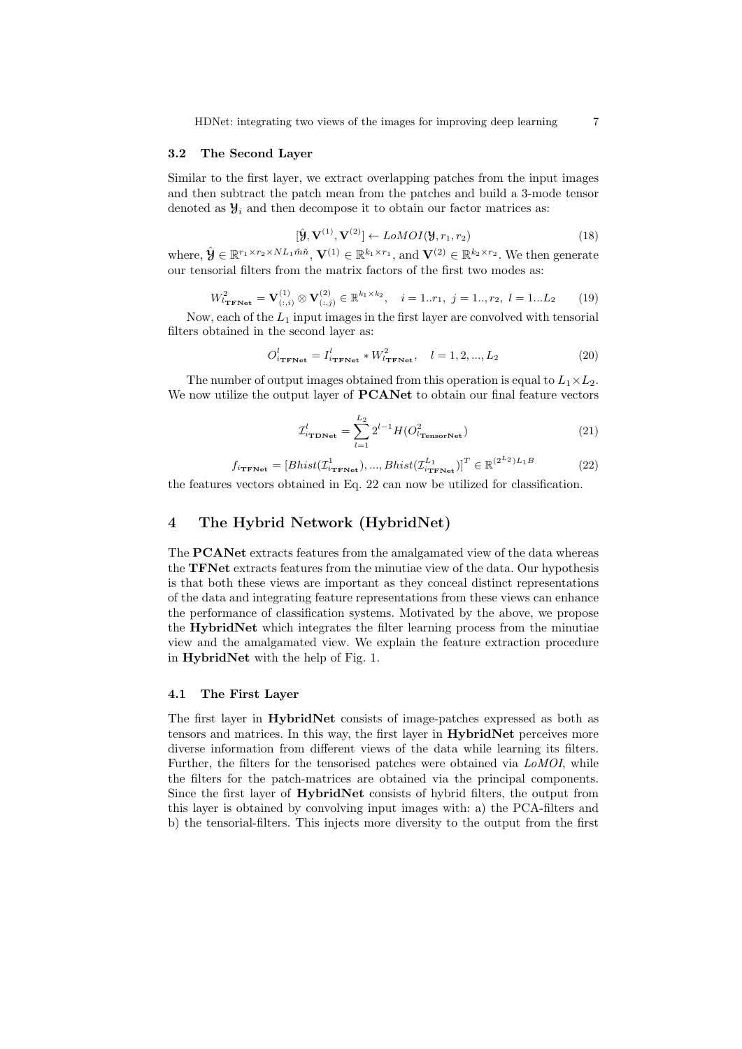### 3.2 The Second Layer

Similar to the first layer, we extract overlapping patches from the input images and then subtract the patch mean from the patches and build a 3-mode tensor denoted as $\boldsymbol{\mathcal{Y}}_i$ and then decompose it to obtain our factor matrices as:

$$[\hat{\boldsymbol{\mathcal{Y}}}, \mathbf{V}^{(1)}, \mathbf{V}^{(2)}] \leftarrow LoMOI(\boldsymbol{\mathcal{Y}}, r_1, r_2) \tag{18}$$

where, $\hat{\boldsymbol{\mathcal{Y}}} \in \mathbb{R}^{r_1 \times r_2 \times NL_1 \tilde{m}\tilde{n}}$, $\mathbf{V}^{(1)} \in \mathbb{R}^{k_1 \times r_1}$, and $\mathbf{V}^{(2)} \in \mathbb{R}^{k_2 \times r_2}$. We then generate our tensorial filters from the matrix factors of the first two modes as:

$$W^2_{l_{\mathbf{TFNet}}} = \mathbf{V}^{(1)}_{(:,i)} \otimes \mathbf{V}^{(2)}_{(:,j)} \in \mathbb{R}^{k_1 \times k_2}, \quad i = 1..r_1,\ j = 1..,r_2,\ l = 1...L_2 \tag{19}$$

Now, each of the $L_1$ input images in the first layer are convolved with tensorial filters obtained in the second layer as:

$$O^l_{i_{\mathbf{TFNet}}} = I^l_{i_{\mathbf{TFNet}}} * W^2_{l_{\mathbf{TFNet}}}, \quad l = 1, 2, ..., L_2 \tag{20}$$

The number of output images obtained from this operation is equal to $L_1 \times L_2$. We now utilize the output layer of **PCANet** to obtain our final feature vectors

$$\mathcal{I}^l_{i_{\mathbf{TDNet}}} = \sum_{l=1}^{L_2} 2^{l-1} H(O^2_{l_{\mathbf{TensorNet}}}) \tag{21}$$

$$f_{i_{\mathbf{TFNet}}} = [Bhist(\mathcal{I}^1_{i_{\mathbf{TFNet}}}), ..., Bhist(\mathcal{I}^{L_1}_{i_{\mathbf{TFNet}}})]^T \in \mathbb{R}^{(2^{L_2})L_1 B} \tag{22}$$

the features vectors obtained in Eq. 22 can now be utilized for classification.

## 4 The Hybrid Network (HybridNet)

The **PCANet** extracts features from the amalgamated view of the data whereas the **TFNet** extracts features from the minutiae view of the data. Our hypothesis is that both these views are important as they conceal distinct representations of the data and integrating feature representations from these views can enhance the performance of classification systems. Motivated by the above, we propose the **HybridNet** which integrates the filter learning process from the minutiae view and the amalgamated view. We explain the feature extraction procedure in **HybridNet** with the help of Fig. 1.

### 4.1 The First Layer

The first layer in **HybridNet** consists of image-patches expressed as both as tensors and matrices. In this way, the first layer in **HybridNet** perceives more diverse information from different views of the data while learning its filters. Further, the filters for the tensorised patches were obtained via *LoMOI*, while the filters for the patch-matrices are obtained via the principal components. Since the first layer of **HybridNet** consists of hybrid filters, the output from this layer is obtained by convolving input images with: a) the PCA-filters and b) the tensorial-filters. This injects more diversity to the output from the first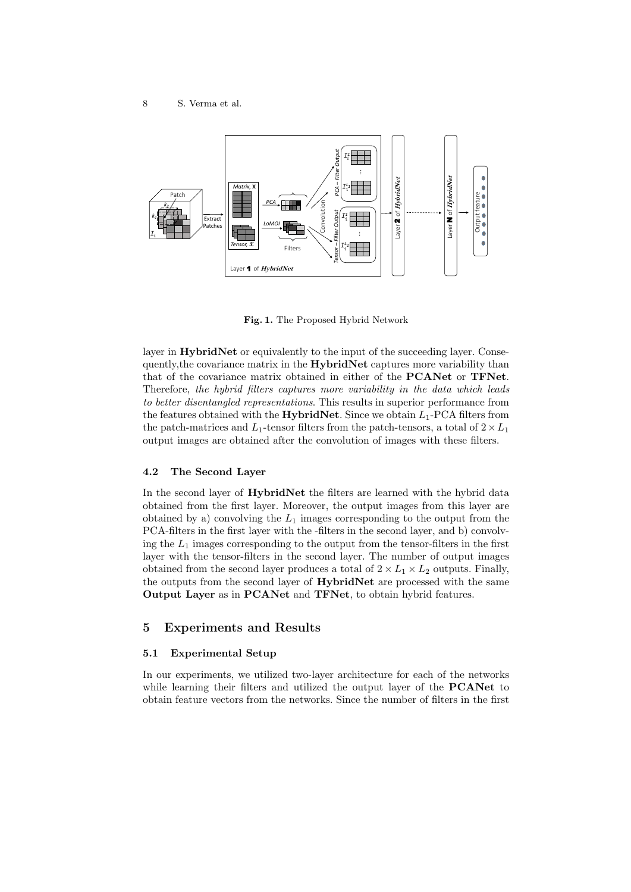Fig. 1. The Proposed Hybrid Network

layer in **HybridNet** or equivalently to the input of the succeeding layer. Consequently,the covariance matrix in the **HybridNet** captures more variability than that of the covariance matrix obtained in either of the **PCANet** or **TFNet**. Therefore, *the hybrid filters captures more variability in the data which leads to better disentangled representations*. This results in superior performance from the features obtained with the **HybridNet**. Since we obtain $L_1$-PCA filters from the patch-matrices and $L_1$-tensor filters from the patch-tensors, a total of $2 \times L_1$ output images are obtained after the convolution of images with these filters.

### 4.2 The Second Layer

In the second layer of **HybridNet** the filters are learned with the hybrid data obtained from the first layer. Moreover, the output images from this layer are obtained by a) convolving the $L_1$ images corresponding to the output from the PCA-filters in the first layer with the -filters in the second layer, and b) convolving the $L_1$ images corresponding to the output from the tensor-filters in the first layer with the tensor-filters in the second layer. The number of output images obtained from the second layer produces a total of $2 \times L_1 \times L_2$ outputs. Finally, the outputs from the second layer of **HybridNet** are processed with the same **Output Layer** as in **PCANet** and **TFNet**, to obtain hybrid features.

## 5 Experiments and Results

### 5.1 Experimental Setup

In our experiments, we utilized two-layer architecture for each of the networks while learning their filters and utilized the output layer of the **PCANet** to obtain feature vectors from the networks. Since the number of filters in the first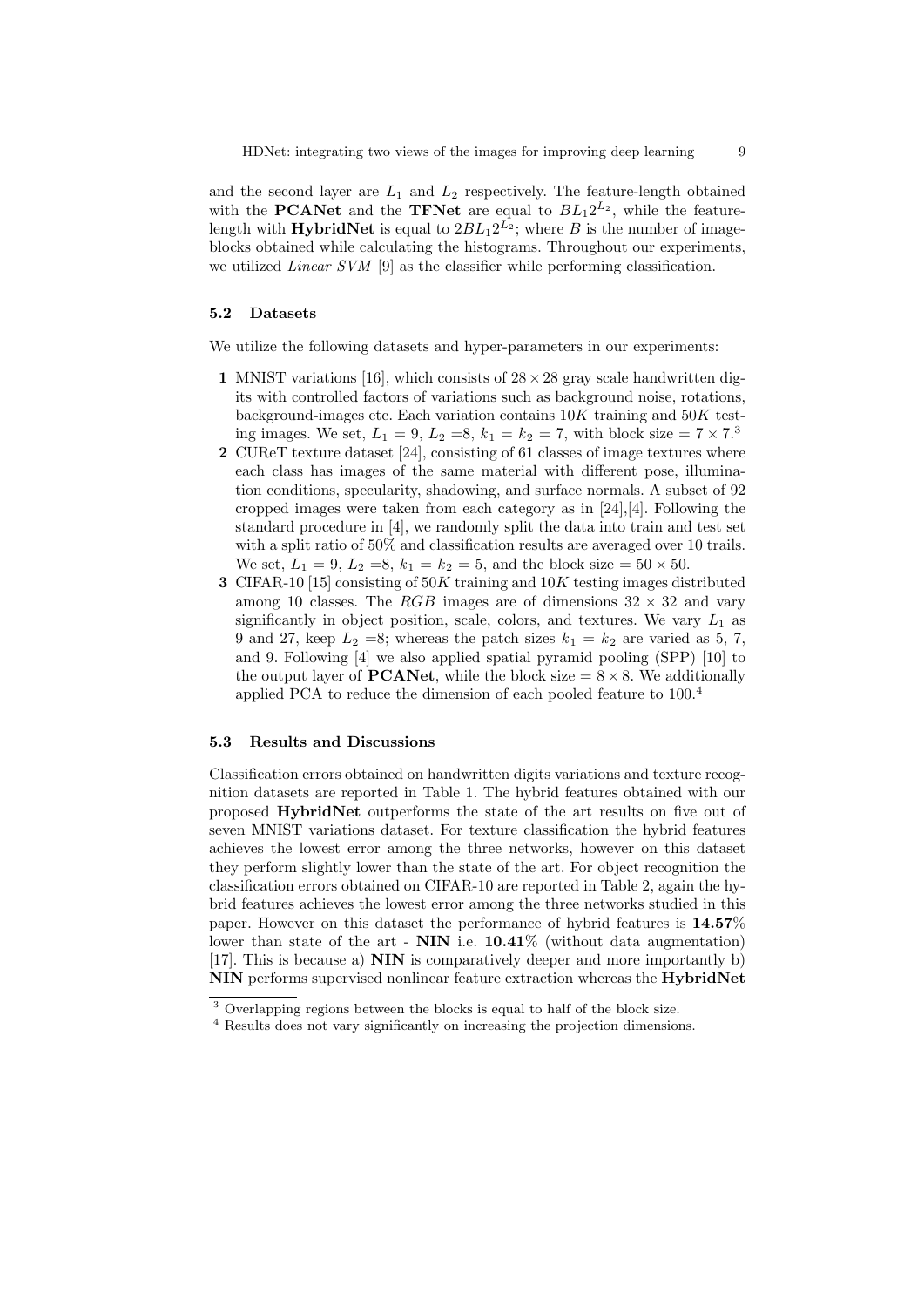and the second layer are $L_1$ and $L_2$ respectively. The feature-length obtained with the **PCANet** and the **TFNet** are equal to $BL_1 2^{L_2}$, while the feature-length with **HybridNet** is equal to $2BL_1 2^{L_2}$; where $B$ is the number of image-blocks obtained while calculating the histograms. Throughout our experiments, we utilized *Linear SVM* [9] as the classifier while performing classification.

### 5.2 Datasets

We utilize the following datasets and hyper-parameters in our experiments:

**1** MNIST variations [16], which consists of $28 \times 28$ gray scale handwritten digits with controlled factors of variations such as background noise, rotations, background-images etc. Each variation contains $10K$ training and $50K$ testing images. We set, $L_1 = 9$, $L_2 = 8$, $k_1 = k_2 = 7$, with block size $= 7 \times 7$.[3]

**2** CUReT texture dataset [24], consisting of 61 classes of image textures where each class has images of the same material with different pose, illumination conditions, specularity, shadowing, and surface normals. A subset of 92 cropped images were taken from each category as in [24],[4]. Following the standard procedure in [4], we randomly split the data into train and test set with a split ratio of 50% and classification results are averaged over 10 trails. We set, $L_1 = 9$, $L_2 = 8$, $k_1 = k_2 = 5$, and the block size $= 50 \times 50$.

**3** CIFAR-10 [15] consisting of $50K$ training and $10K$ testing images distributed among 10 classes. The $RGB$ images are of dimensions $32 \times 32$ and vary significantly in object position, scale, colors, and textures. We vary $L_1$ as 9 and 27, keep $L_2 = 8$; whereas the patch sizes $k_1 = k_2$ are varied as 5, 7, and 9. Following [4] we also applied spatial pyramid pooling (SPP) [10] to the output layer of **PCANet**, while the block size $= 8 \times 8$. We additionally applied PCA to reduce the dimension of each pooled feature to 100.[4]

### 5.3 Results and Discussions

Classification errors obtained on handwritten digits variations and texture recognition datasets are reported in Table 1. The hybrid features obtained with our proposed **HybridNet** outperforms the state of the art results on five out of seven MNIST variations dataset. For texture classification the hybrid features achieves the lowest error among the three networks, however on this dataset they perform slightly lower than the state of the art. For object recognition the classification errors obtained on CIFAR-10 are reported in Table 2, again the hybrid features achieves the lowest error among the three networks studied in this paper. However on this dataset the performance of hybrid features is **14.57**% lower than state of the art - **NIN** i.e. **10.41**% (without data augmentation) [17]. This is because a) **NIN** is comparatively deeper and more importantly b) **NIN** performs supervised nonlinear feature extraction whereas the **HybridNet**

[3] Overlapping regions between the blocks is equal to half of the block size.

[4] Results does not vary significantly on increasing the projection dimensions.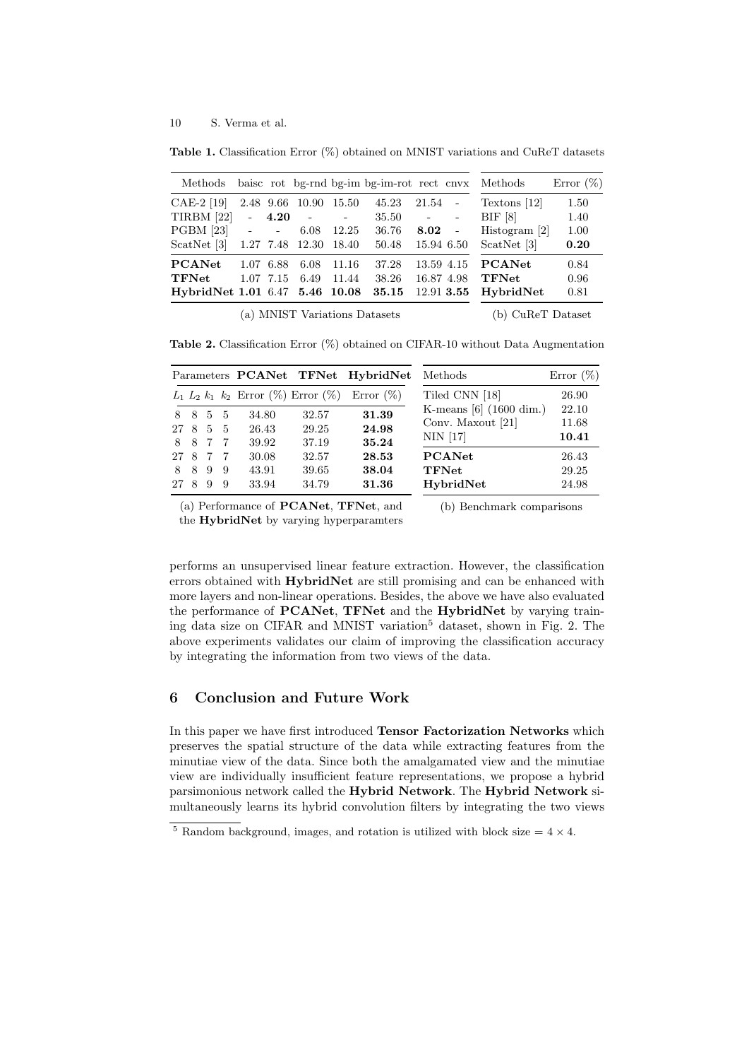**Table 1.** Classification Error (%) obtained on MNIST variations and CuReT datasets

| Methods | baisc | rot | bg-rnd | bg-im | bg-im-rot | rect | cnvx |
|---|---|---|---|---|---|---|---|
| CAE-2 [19] | 2.48 | 9.66 | 10.90 | 15.50 | 45.23 | 21.54 | - |
| TIRBM [22] | - | **4.20** | - | - | 35.50 | - | - |
| PGBM [23] | - | - | 6.08 | 12.25 | 36.76 | **8.02** | - |
| ScatNet [3] | 1.27 | 7.48 | 12.30 | 18.40 | 50.48 | 15.94 | 6.50 |
| **PCANet** | 1.07 | 6.88 | 6.08 | 11.16 | 37.28 | 13.59 | 4.15 |
| **TFNet** | 1.07 | 7.15 | 6.49 | 11.44 | 38.26 | 16.87 | 4.98 |
| **HybridNet** | **1.01** | 6.47 | **5.46** | **10.08** | **35.15** | 12.91 | **3.55** |

(a) MNIST Variations Datasets

| Methods | Error (%) |
|---|---|
| Textons [12] | 1.50 |
| BIF [8] | 1.40 |
| Histogram [2] | 1.00 |
| ScatNet [3] | **0.20** |
| **PCANet** | 0.84 |
| **TFNet** | 0.96 |
| **HybridNet** | 0.81 |

(b) CuReT Dataset

**Table 2.** Classification Error (%) obtained on CIFAR-10 without Data Augmentation

| Parameters | | | | **PCANet** | **TFNet** | **HybridNet** |
|---|---|---|---|---|---|---|
| $L_1$ | $L_2$ | $k_1$ | $k_2$ | Error (%) | Error (%) | Error (%) |
| 8 | 8 | 5 | 5 | 34.80 | 32.57 | **31.39** |
| 27 | 8 | 5 | 5 | 26.43 | 29.25 | **24.98** |
| 8 | 8 | 7 | 7 | 39.92 | 37.19 | **35.24** |
| 27 | 8 | 7 | 7 | 30.08 | 32.57 | **28.53** |
| 8 | 8 | 9 | 9 | 43.91 | 39.65 | **38.04** |
| 27 | 8 | 9 | 9 | 33.94 | 34.79 | **31.36** |

(a) Performance of **PCANet**, **TFNet**, and the **HybridNet** by varying hyperparamters

| Methods | Error (%) |
|---|---|
| Tiled CNN [18] | 26.90 |
| K-means [6] (1600 dim.) | 22.10 |
| Conv. Maxout [21] | 11.68 |
| NIN [17] | **10.41** |
| **PCANet** | 26.43 |
| **TFNet** | 29.25 |
| **HybridNet** | 24.98 |

(b) Benchmark comparisons

performs an unsupervised linear feature extraction. However, the classification errors obtained with **HybridNet** are still promising and can be enhanced with more layers and non-linear operations. Besides, the above we have also evaluated the performance of **PCANet**, **TFNet** and the **HybridNet** by varying training data size on CIFAR and MNIST variation[5] dataset, shown in Fig. 2. The above experiments validates our claim of improving the classification accuracy by integrating the information from two views of the data.

## 6 Conclusion and Future Work

In this paper we have first introduced **Tensor Factorization Networks** which preserves the spatial structure of the data while extracting features from the minutiae view of the data. Since both the amalgamated view and the minutiae view are individually insufficient feature representations, we propose a hybrid parsimonious network called the **Hybrid Network**. The **Hybrid Network** simultaneously learns its hybrid convolution filters by integrating the two views

[5] Random background, images, and rotation is utilized with block size = $4 \times 4$.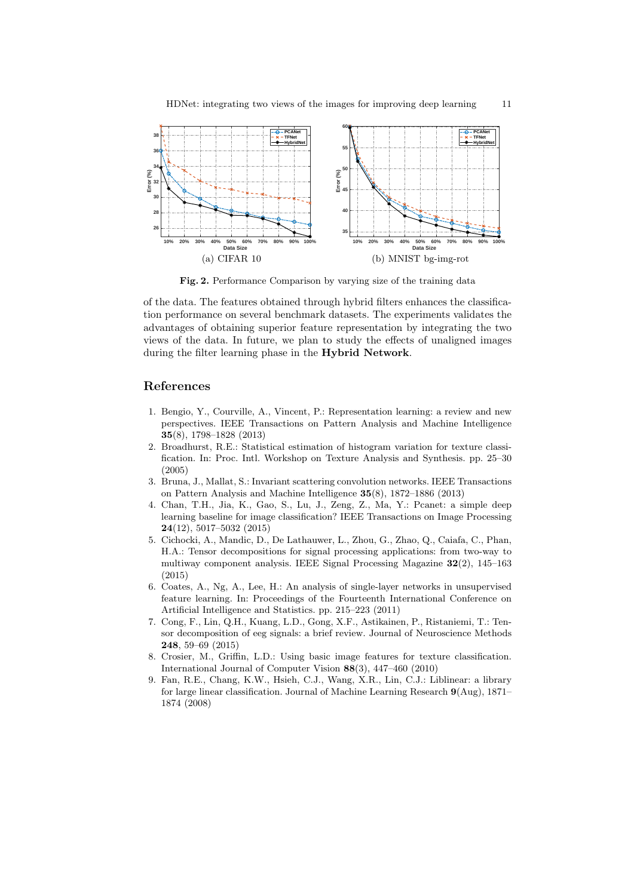(a) CIFAR 10

(b) MNIST bg-img-rot

**Fig. 2.** Performance Comparison by varying size of the training data

of the data. The features obtained through hybrid filters enhances the classification performance on several benchmark datasets. The experiments validates the advantages of obtaining superior feature representation by integrating the two views of the data. In future, we plan to study the effects of unaligned images during the filter learning phase in the **Hybrid Network**.

## References

1. Bengio, Y., Courville, A., Vincent, P.: Representation learning: a review and new perspectives. IEEE Transactions on Pattern Analysis and Machine Intelligence **35**(8), 1798–1828 (2013)
2. Broadhurst, R.E.: Statistical estimation of histogram variation for texture classification. In: Proc. Intl. Workshop on Texture Analysis and Synthesis. pp. 25–30 (2005)
3. Bruna, J., Mallat, S.: Invariant scattering convolution networks. IEEE Transactions on Pattern Analysis and Machine Intelligence **35**(8), 1872–1886 (2013)
4. Chan, T.H., Jia, K., Gao, S., Lu, J., Zeng, Z., Ma, Y.: Pcanet: a simple deep learning baseline for image classification? IEEE Transactions on Image Processing **24**(12), 5017–5032 (2015)
5. Cichocki, A., Mandic, D., De Lathauwer, L., Zhou, G., Zhao, Q., Caiafa, C., Phan, H.A.: Tensor decompositions for signal processing applications: from two-way to multiway component analysis. IEEE Signal Processing Magazine **32**(2), 145–163 (2015)
6. Coates, A., Ng, A., Lee, H.: An analysis of single-layer networks in unsupervised feature learning. In: Proceedings of the Fourteenth International Conference on Artificial Intelligence and Statistics. pp. 215–223 (2011)
7. Cong, F., Lin, Q.H., Kuang, L.D., Gong, X.F., Astikainen, P., Ristaniemi, T.: Tensor decomposition of eeg signals: a brief review. Journal of Neuroscience Methods **248**, 59–69 (2015)
8. Crosier, M., Griffin, L.D.: Using basic image features for texture classification. International Journal of Computer Vision **88**(3), 447–460 (2010)
9. Fan, R.E., Chang, K.W., Hsieh, C.J., Wang, X.R., Lin, C.J.: Liblinear: a library for large linear classification. Journal of Machine Learning Research **9**(Aug), 1871–1874 (2008)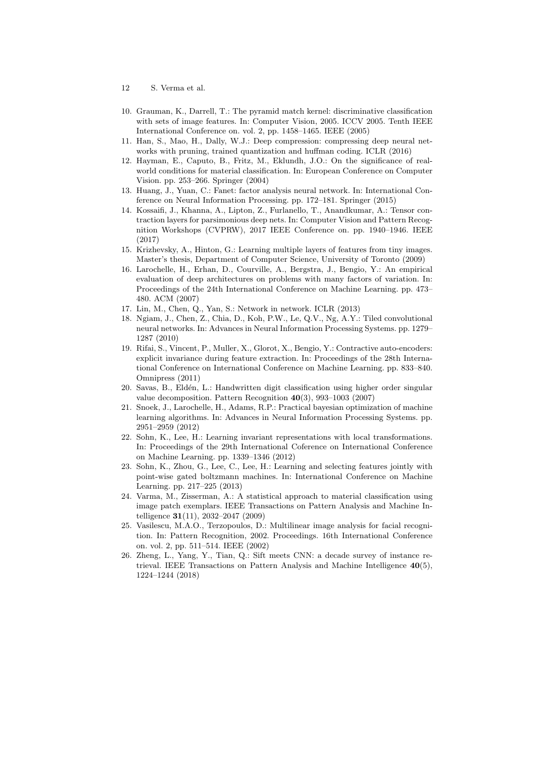10. Grauman, K., Darrell, T.: The pyramid match kernel: discriminative classification with sets of image features. In: Computer Vision, 2005. ICCV 2005. Tenth IEEE International Conference on. vol. 2, pp. 1458–1465. IEEE (2005)
11. Han, S., Mao, H., Dally, W.J.: Deep compression: compressing deep neural networks with pruning, trained quantization and huffman coding. ICLR (2016)
12. Hayman, E., Caputo, B., Fritz, M., Eklundh, J.O.: On the significance of real-world conditions for material classification. In: European Conference on Computer Vision. pp. 253–266. Springer (2004)
13. Huang, J., Yuan, C.: Fanet: factor analysis neural network. In: International Conference on Neural Information Processing. pp. 172–181. Springer (2015)
14. Kossaifi, J., Khanna, A., Lipton, Z., Furlanello, T., Anandkumar, A.: Tensor contraction layers for parsimonious deep nets. In: Computer Vision and Pattern Recognition Workshops (CVPRW), 2017 IEEE Conference on. pp. 1940–1946. IEEE (2017)
15. Krizhevsky, A., Hinton, G.: Learning multiple layers of features from tiny images. Master's thesis, Department of Computer Science, University of Toronto (2009)
16. Larochelle, H., Erhan, D., Courville, A., Bergstra, J., Bengio, Y.: An empirical evaluation of deep architectures on problems with many factors of variation. In: Proceedings of the 24th International Conference on Machine Learning. pp. 473–480. ACM (2007)
17. Lin, M., Chen, Q., Yan, S.: Network in network. ICLR (2013)
18. Ngiam, J., Chen, Z., Chia, D., Koh, P.W., Le, Q.V., Ng, A.Y.: Tiled convolutional neural networks. In: Advances in Neural Information Processing Systems. pp. 1279–1287 (2010)
19. Rifai, S., Vincent, P., Muller, X., Glorot, X., Bengio, Y.: Contractive auto-encoders: explicit invariance during feature extraction. In: Proceedings of the 28th International Conference on International Conference on Machine Learning. pp. 833–840. Omnipress (2011)
20. Savas, B., Eldén, L.: Handwritten digit classification using higher order singular value decomposition. Pattern Recognition **40**(3), 993–1003 (2007)
21. Snoek, J., Larochelle, H., Adams, R.P.: Practical bayesian optimization of machine learning algorithms. In: Advances in Neural Information Processing Systems. pp. 2951–2959 (2012)
22. Sohn, K., Lee, H.: Learning invariant representations with local transformations. In: Proceedings of the 29th International Coference on International Conference on Machine Learning. pp. 1339–1346 (2012)
23. Sohn, K., Zhou, G., Lee, C., Lee, H.: Learning and selecting features jointly with point-wise gated boltzmann machines. In: International Conference on Machine Learning. pp. 217–225 (2013)
24. Varma, M., Zisserman, A.: A statistical approach to material classification using image patch exemplars. IEEE Transactions on Pattern Analysis and Machine Intelligence **31**(11), 2032–2047 (2009)
25. Vasilescu, M.A.O., Terzopoulos, D.: Multilinear image analysis for facial recognition. In: Pattern Recognition, 2002. Proceedings. 16th International Conference on. vol. 2, pp. 511–514. IEEE (2002)
26. Zheng, L., Yang, Y., Tian, Q.: Sift meets CNN: a decade survey of instance retrieval. IEEE Transactions on Pattern Analysis and Machine Intelligence **40**(5), 1224–1244 (2018)